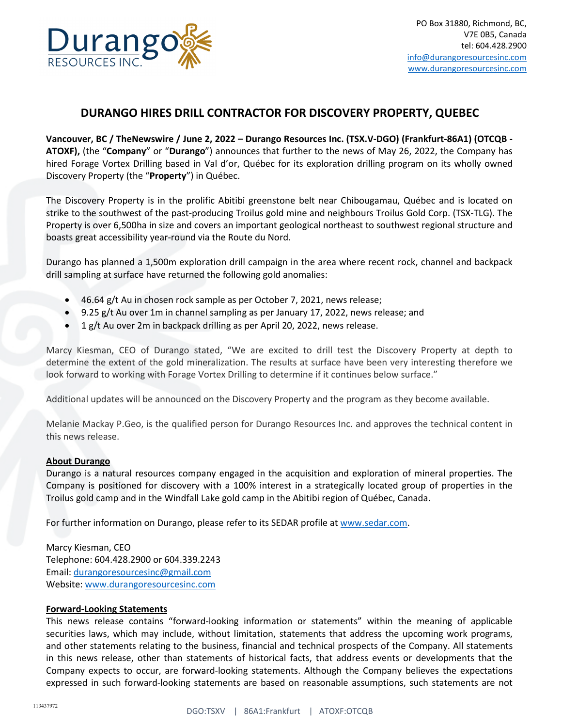PO Box 31880, Richmond, BC,
V7E 0B5, Canada
tel: 604.428.2900
info@durangoresourcesinc.com
www.durangoresourcesinc.com

# DURANGO HIRES DRILL CONTRACTOR FOR DISCOVERY PROPERTY, QUEBEC

**Vancouver, BC / TheNewswire / June 2, 2022 – Durango Resources Inc. (TSX.V-DGO) (Frankfurt-86A1) (OTCQB - ATOXF),** (the "**Company**" or "**Durango**") announces that further to the news of May 26, 2022, the Company has hired Forage Vortex Drilling based in Val d'or, Québec for its exploration drilling program on its wholly owned Discovery Property (the "**Property**") in Québec.

The Discovery Property is in the prolific Abitibi greenstone belt near Chibougamau, Québec and is located on strike to the southwest of the past-producing Troilus gold mine and neighbours Troilus Gold Corp. (TSX-TLG). The Property is over 6,500ha in size and covers an important geological northeast to southwest regional structure and boasts great accessibility year-round via the Route du Nord.

Durango has planned a 1,500m exploration drill campaign in the area where recent rock, channel and backpack drill sampling at surface have returned the following gold anomalies:

- 46.64 g/t Au in chosen rock sample as per October 7, 2021, news release;
- 9.25 g/t Au over 1m in channel sampling as per January 17, 2022, news release; and
- 1 g/t Au over 2m in backpack drilling as per April 20, 2022, news release.

Marcy Kiesman, CEO of Durango stated, "We are excited to drill test the Discovery Property at depth to determine the extent of the gold mineralization. The results at surface have been very interesting therefore we look forward to working with Forage Vortex Drilling to determine if it continues below surface."

Additional updates will be announced on the Discovery Property and the program as they become available.

Melanie Mackay P.Geo, is the qualified person for Durango Resources Inc. and approves the technical content in this news release.

**About Durango**

Durango is a natural resources company engaged in the acquisition and exploration of mineral properties. The Company is positioned for discovery with a 100% interest in a strategically located group of properties in the Troilus gold camp and in the Windfall Lake gold camp in the Abitibi region of Québec, Canada.

For further information on Durango, please refer to its SEDAR profile at www.sedar.com.

Marcy Kiesman, CEO
Telephone: 604.428.2900 or 604.339.2243
Email: durangoresourcesinc@gmail.com
Website: www.durangoresourcesinc.com

**Forward-Looking Statements**

This news release contains "forward-looking information or statements" within the meaning of applicable securities laws, which may include, without limitation, statements that address the upcoming work programs, and other statements relating to the business, financial and technical prospects of the Company. All statements in this news release, other than statements of historical facts, that address events or developments that the Company expects to occur, are forward-looking statements. Although the Company believes the expectations expressed in such forward-looking statements are based on reasonable assumptions, such statements are not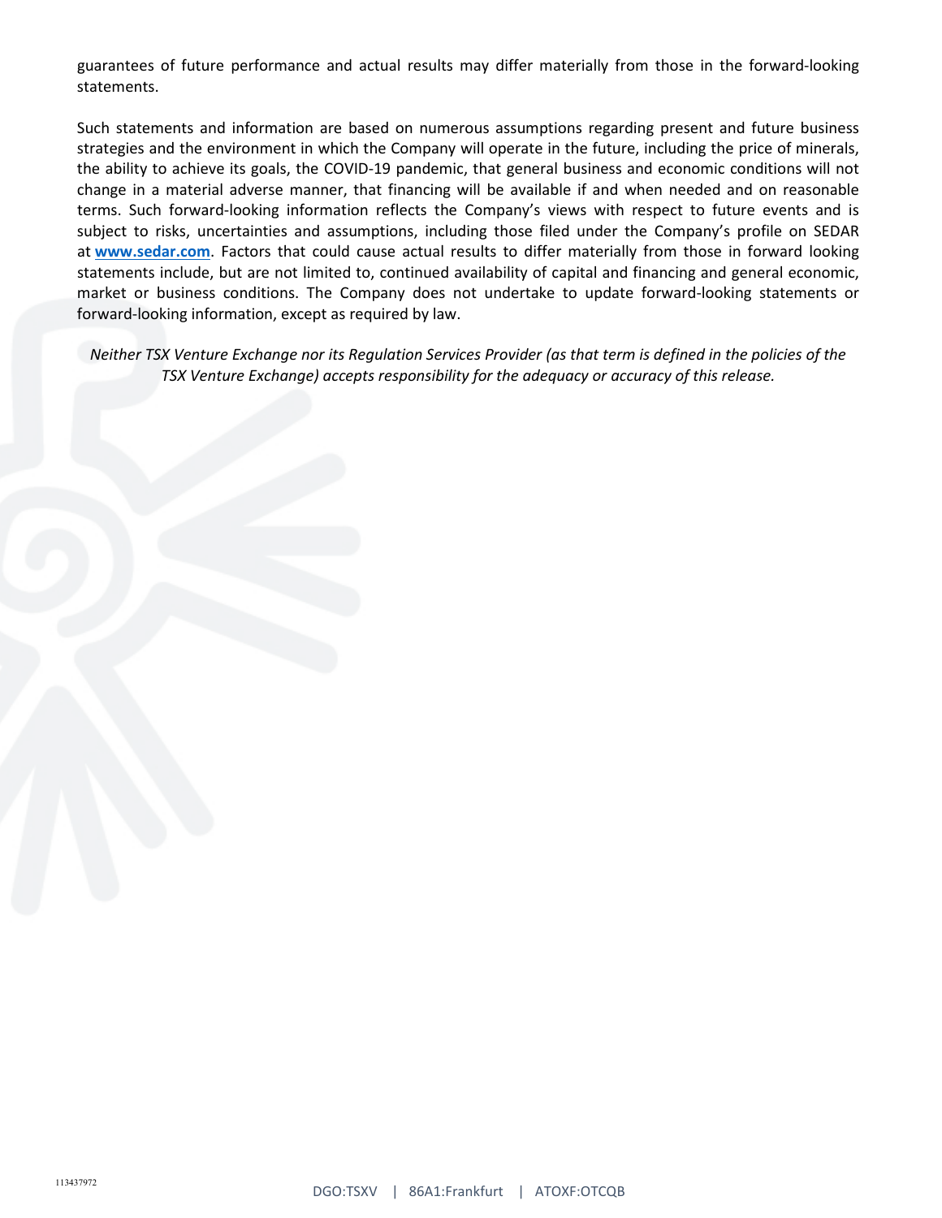guarantees of future performance and actual results may differ materially from those in the forward-looking statements.

Such statements and information are based on numerous assumptions regarding present and future business strategies and the environment in which the Company will operate in the future, including the price of minerals, the ability to achieve its goals, the COVID-19 pandemic, that general business and economic conditions will not change in a material adverse manner, that financing will be available if and when needed and on reasonable terms. Such forward-looking information reflects the Company's views with respect to future events and is subject to risks, uncertainties and assumptions, including those filed under the Company's profile on SEDAR at **www.sedar.com**. Factors that could cause actual results to differ materially from those in forward looking statements include, but are not limited to, continued availability of capital and financing and general economic, market or business conditions. The Company does not undertake to update forward-looking statements or forward-looking information, except as required by law.

*Neither TSX Venture Exchange nor its Regulation Services Provider (as that term is defined in the policies of the TSX Venture Exchange) accepts responsibility for the adequacy or accuracy of this release.*